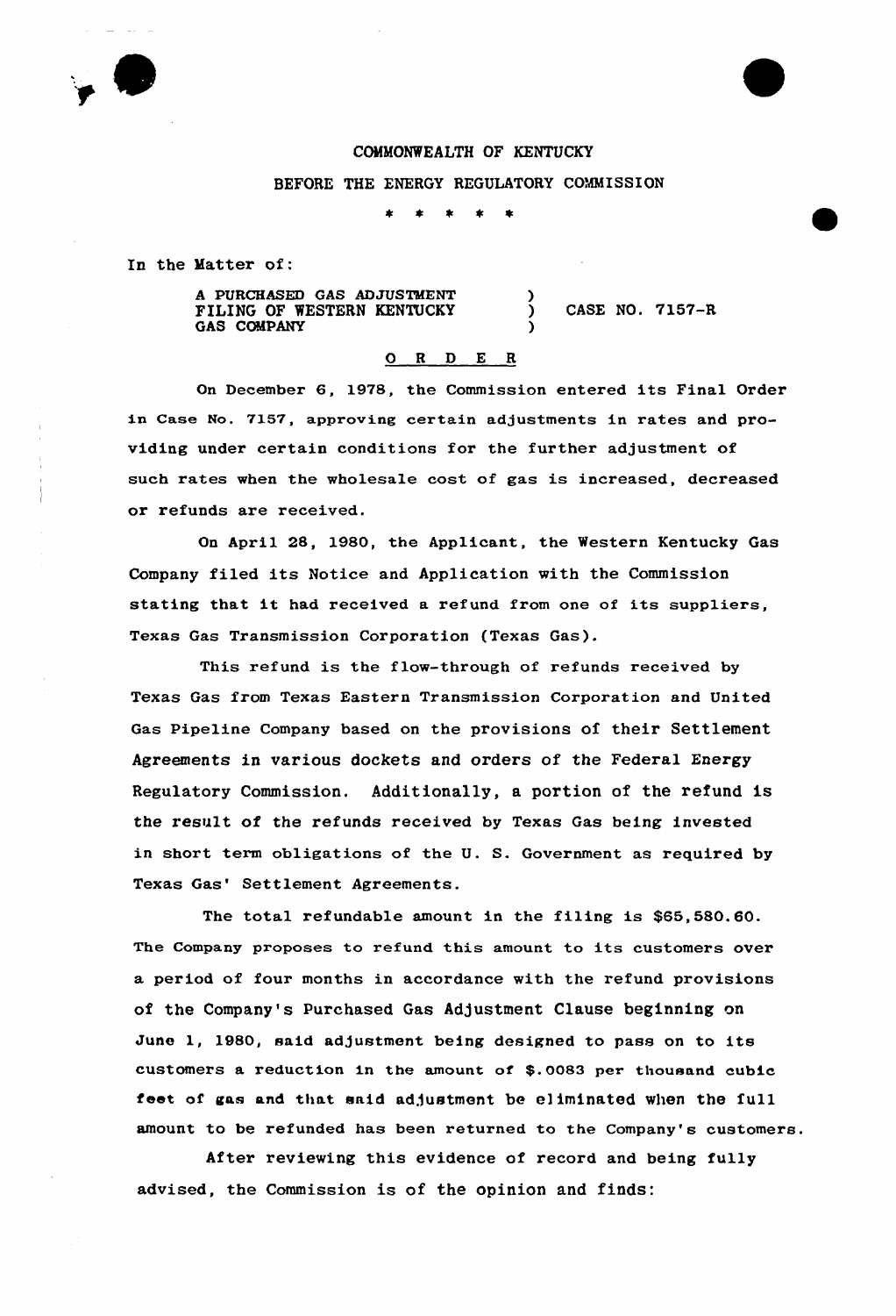COMMONWEALTH OF KENTUCKY

BEFORE THE ENERGY REGULATORY COMMISSION

\* \* \* \* \*

In the Matter of:

A PURCHASED GAS ADJUSTMENT FILING OF WESTERN KENTUCKY GAS COMPANY ) CASE NO. 7157-R

O R D E R

On December 6, 1978, the Commission entered its Final Order in Case No. 7157, approving certain adjustments in rates and providing under certain conditions for the further adjustment of such rates when the wholesale cost of gas is increased, decreased or refunds are received.

On April 28, 1980, the Applicant, the Western Kentucky Gas Company filed its Notice and Application with the Commission stating that it had received a refund from one of its suppliers, Texas Gas Transmission Corporation (Texas Gas).

This refund is the flow-through of refunds received by Texas Gas from Texas Eastern Transmission Corporation and United Gas Pipeline Company based on the provisions of their Settlement Agreements in various dockets and orders of the Federal Energy Regulatory Commission. Additionally, a portion of the refund is the result of the refunds received by Texas Gas being invested in short term obligations of the U. S. Government as required by Texas Gas' Settlement Agreements.

The total refundable amount in the filing is $65,580.60. The Company proposes to refund this amount to its customers over a period of four months in accordance with the refund provisions of the Company's Purchased Gas Adjustment Clause beginning on June 1, 1980, said adjustment being designed to pass on to its customers a reduction in the amount of $.0083 per thousand cubic feet of gas and that said adjustment be eliminated when the full amount to be refunded has been returned to the Company's customers.

After reviewing this evidence of record and being fully advised, the Commission is of the opinion and finds: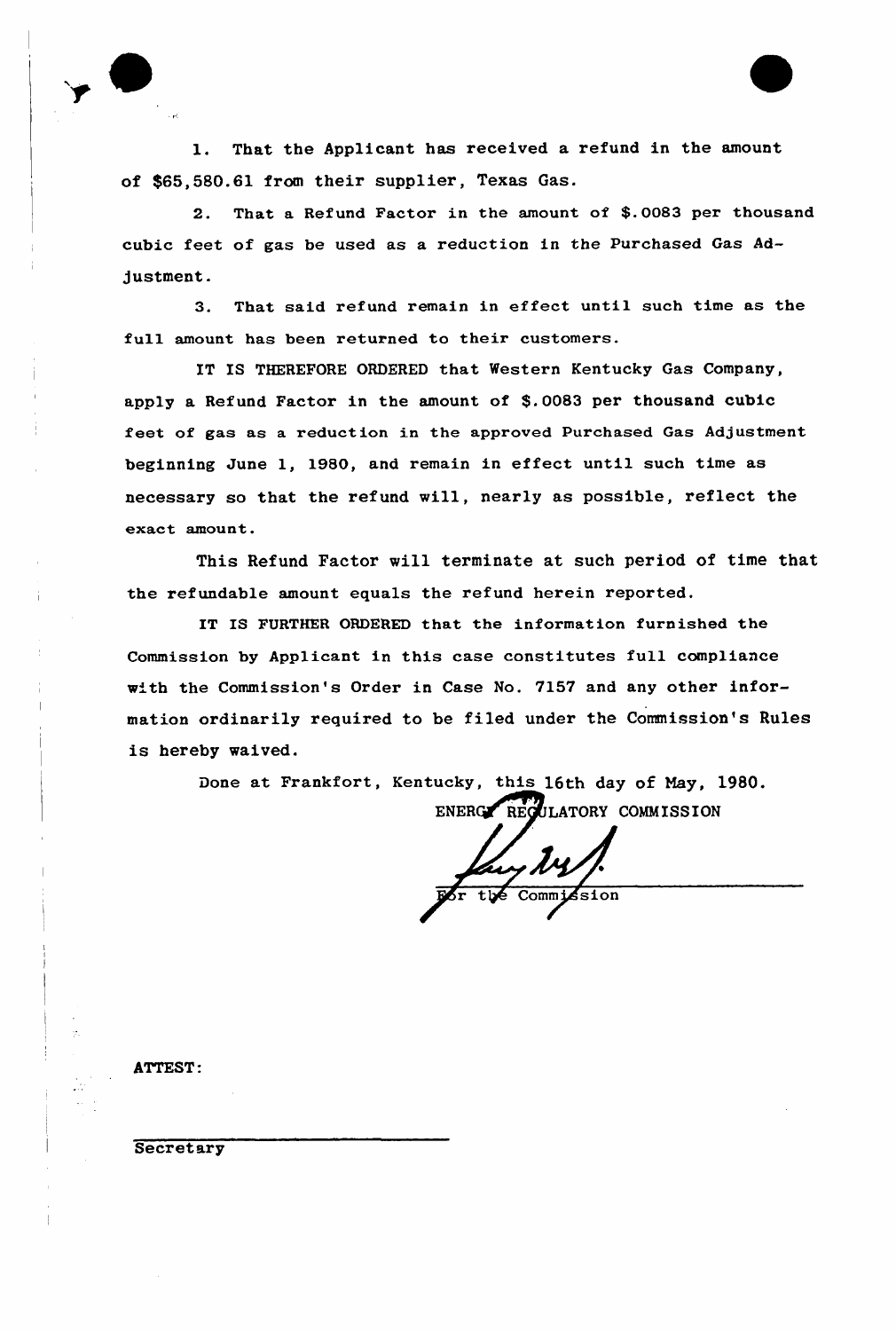1. That the Applicant has received a refund in the amount of $65,580.61 from their supplier, Texas Gas.

2. That a Refund Factor in the amount of $.0083 per thousand cubic feet of gas be used as a reduction in the Purchased Gas Adjustment.

3. That said refund remain in effect until such time as the full amount has been returned to their customers.

IT IS THEREFORE ORDERED that Western Kentucky Gas Company, apply a Refund Factor in the amount of $.0083 per thousand cubic feet of gas as a reduction in the approved Purchased Gas Adjustment beginning June 1, 1980, and remain in effect until such time as necessary so that the refund will, nearly as possible, reflect the exact amount.

This Refund Factor will terminate at such period of time that the refundable amount equals the refund herein reported.

IT IS FURTHER ORDERED that the information furnished the Commission by Applicant in this case constitutes full compliance with the Commission's Order in Case No. 7157 and any other information ordinarily required to be filed under the Commission's Rules is hereby waived.

Done at Frankfort, Kentucky, this 16th day of May, 1980.

ENERGY REGULATORY COMMISSION

For the Commission

ATTEST:

Secretary